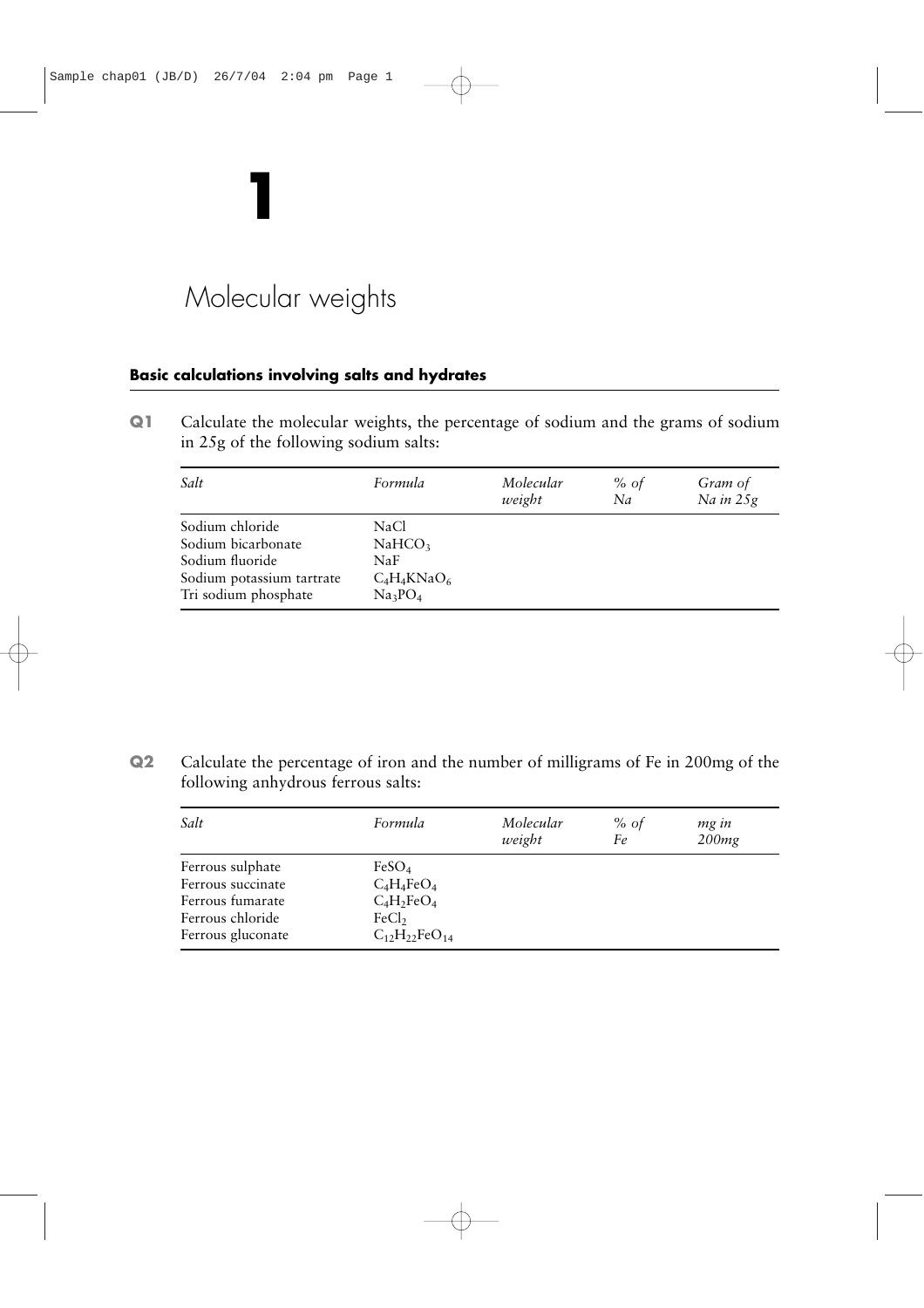# 1

# Molecular weights

## Basic calculations involving salts and hydrates

**Q1** Calculate the molecular weights, the percentage of sodium and the grams of sodium in 25g of the following sodium salts:

| *Salt* | *Formula* | *Molecular weight* | *% of Na* | *Gram of Na in 25g* |
|---|---|---|---|---|
| Sodium chloride | $NaCl$ | | | |
| Sodium bicarbonate | $NaHCO_3$ | | | |
| Sodium fluoride | $NaF$ | | | |
| Sodium potassium tartrate | $C_4H_4KNaO_6$ | | | |
| Tri sodium phosphate | $Na_3PO_4$ | | | |

**Q2** Calculate the percentage of iron and the number of milligrams of Fe in 200mg of the following anhydrous ferrous salts:

| *Salt* | *Formula* | *Molecular weight* | *% of Fe* | *mg in 200mg* |
|---|---|---|---|---|
| Ferrous sulphate | $FeSO_4$ | | | |
| Ferrous succinate | $C_4H_4FeO_4$ | | | |
| Ferrous fumarate | $C_4H_2FeO_4$ | | | |
| Ferrous chloride | $FeCl_2$ | | | |
| Ferrous gluconate | $C_{12}H_{22}FeO_{14}$ | | | |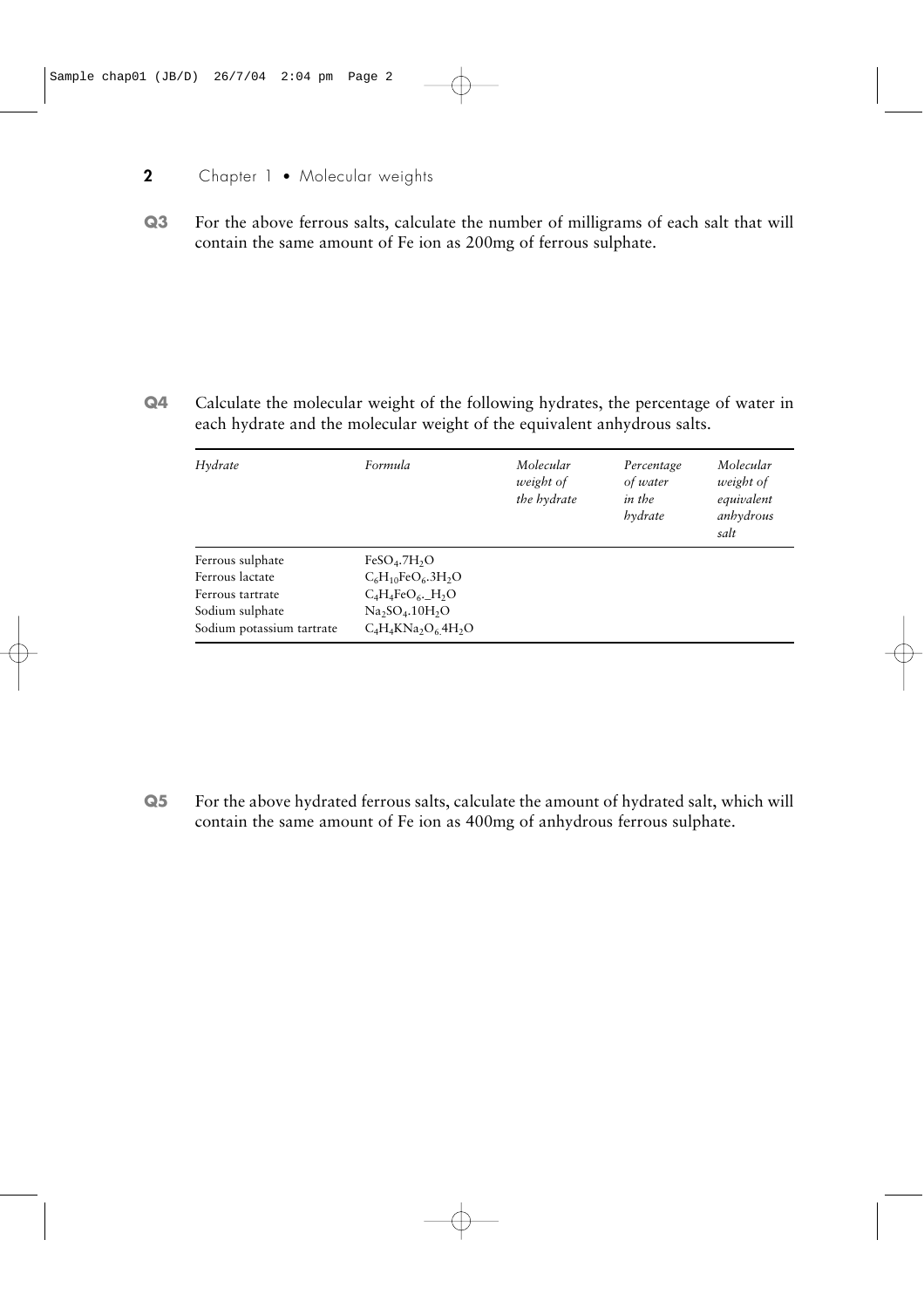**Q3** For the above ferrous salts, calculate the number of milligrams of each salt that will contain the same amount of Fe ion as 200mg of ferrous sulphate.

**Q4** Calculate the molecular weight of the following hydrates, the percentage of water in each hydrate and the molecular weight of the equivalent anhydrous salts.

| *Hydrate* | *Formula* | *Molecular weight of the hydrate* | *Percentage of water in the hydrate* | *Molecular weight of equivalent anhydrous salt* |
|---|---|---|---|---|
| Ferrous sulphate | $FeSO_4.7H_2O$ | | | |
| Ferrous lactate | $C_6H_{10}FeO_6.3H_2O$ | | | |
| Ferrous tartrate | $C_4H_4FeO_6.\_H_2O$ | | | |
| Sodium sulphate | $Na_2SO_4.10H_2O$ | | | |
| Sodium potassium tartrate | $C_4H_4KNa_2O_6.4H_2O$ | | | |

**Q5** For the above hydrated ferrous salts, calculate the amount of hydrated salt, which will contain the same amount of Fe ion as 400mg of anhydrous ferrous sulphate.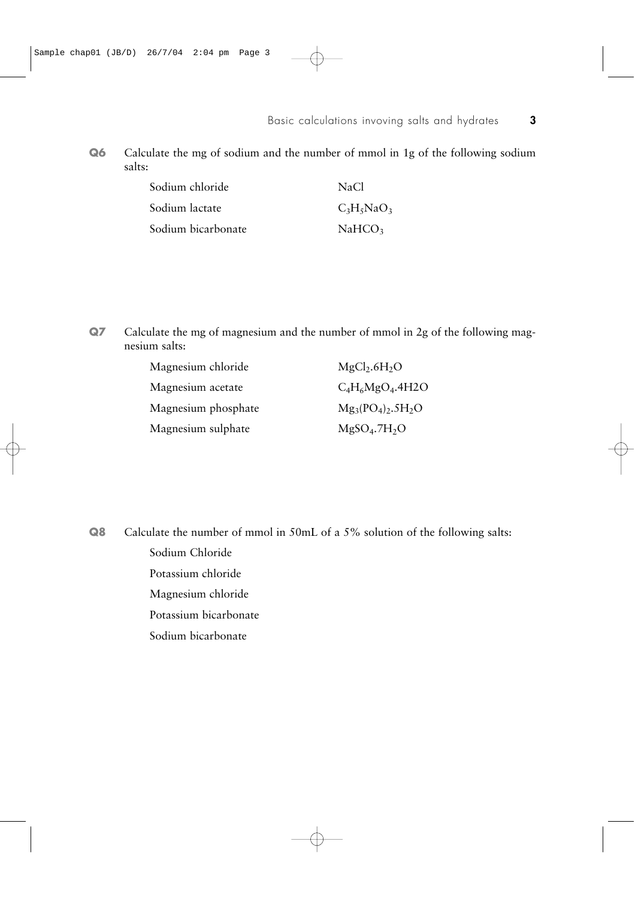**Q6** Calculate the mg of sodium and the number of mmol in 1g of the following sodium salts:

| | |
|---|---|
| Sodium chloride | $NaCl$ |
| Sodium lactate | $C_3H_5NaO_3$ |
| Sodium bicarbonate | $NaHCO_3$ |

**Q7** Calculate the mg of magnesium and the number of mmol in 2g of the following magnesium salts:

| | |
|---|---|
| Magnesium chloride | $MgCl_2.6H_2O$ |
| Magnesium acetate | $C_4H_6MgO_4$.4H2O |
| Magnesium phosphate | $Mg_3(PO_4)_2.5H_2O$ |
| Magnesium sulphate | $MgSO_4.7H_2O$ |

**Q8** Calculate the number of mmol in 50mL of a 5% solution of the following salts:

Sodium Chloride

Potassium chloride

Magnesium chloride

Potassium bicarbonate

Sodium bicarbonate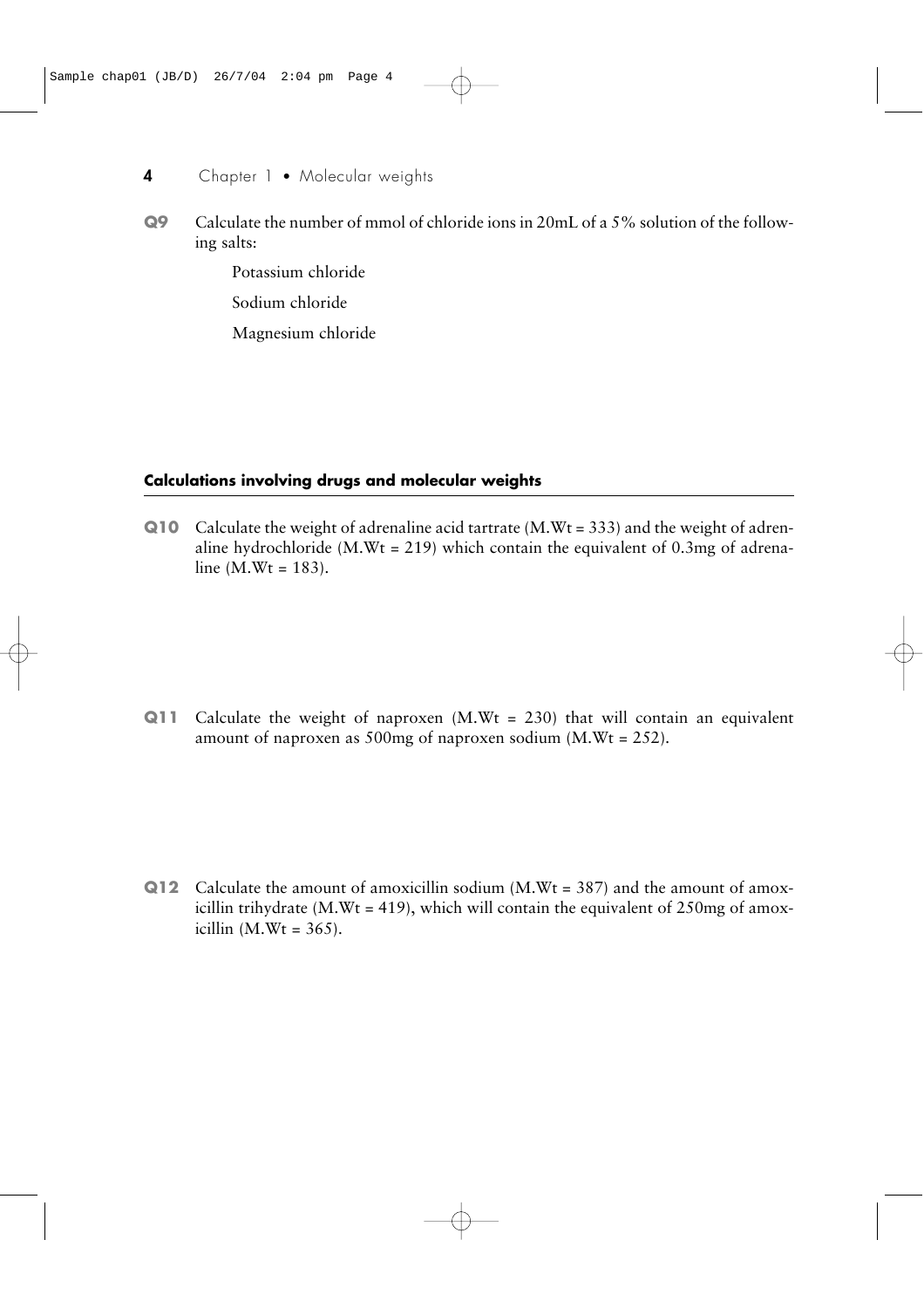**Q9** Calculate the number of mmol of chloride ions in 20mL of a 5% solution of the following salts:

Potassium chloride

Sodium chloride

Magnesium chloride

## Calculations involving drugs and molecular weights

**Q10** Calculate the weight of adrenaline acid tartrate (M.Wt = 333) and the weight of adrenaline hydrochloride (M.Wt = 219) which contain the equivalent of 0.3mg of adrenaline (M.Wt = 183).

**Q11** Calculate the weight of naproxen (M.Wt = 230) that will contain an equivalent amount of naproxen as 500mg of naproxen sodium (M.Wt = 252).

**Q12** Calculate the amount of amoxicillin sodium (M.Wt = 387) and the amount of amoxicillin trihydrate (M.Wt = 419), which will contain the equivalent of 250mg of amoxicillin (M.Wt = 365).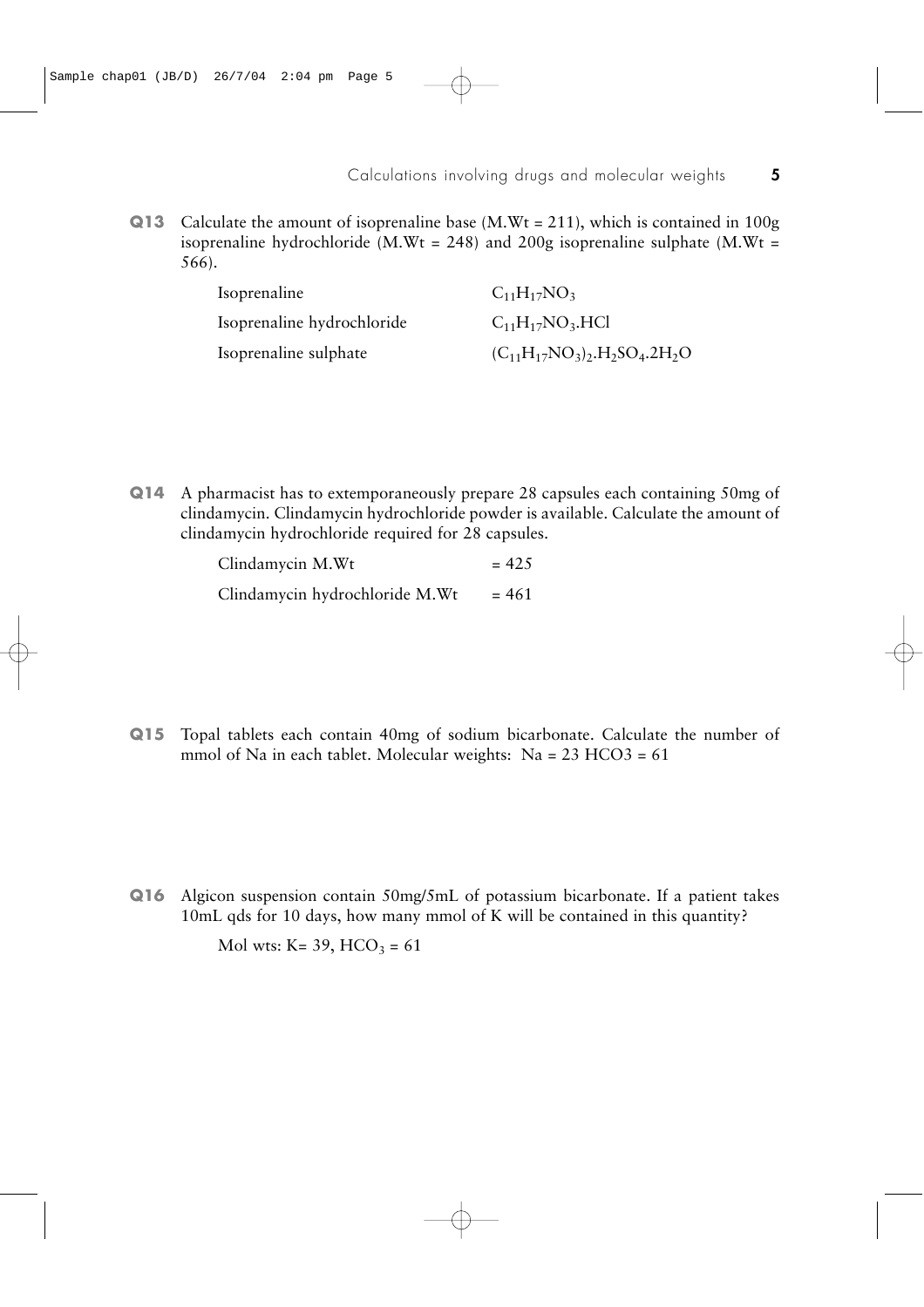**Q13** Calculate the amount of isoprenaline base (M.Wt = 211), which is contained in 100g isoprenaline hydrochloride (M.Wt = 248) and 200g isoprenaline sulphate (M.Wt = 566).

| | |
|---|---|
| Isoprenaline | $C_{11}H_{17}NO_3$ |
| Isoprenaline hydrochloride | $C_{11}H_{17}NO_3.HCl$ |
| Isoprenaline sulphate | $(C_{11}H_{17}NO_3)_2.H_2SO_4.2H_2O$ |

**Q14** A pharmacist has to extemporaneously prepare 28 capsules each containing 50mg of clindamycin. Clindamycin hydrochloride powder is available. Calculate the amount of clindamycin hydrochloride required for 28 capsules.

| | |
|---|---|
| Clindamycin M.Wt | = 425 |
| Clindamycin hydrochloride M.Wt | = 461 |

**Q15** Topal tablets each contain 40mg of sodium bicarbonate. Calculate the number of mmol of Na in each tablet. Molecular weights: Na = 23 HCO3 = 61

**Q16** Algicon suspension contain 50mg/5mL of potassium bicarbonate. If a patient takes 10mL qds for 10 days, how many mmol of K will be contained in this quantity?

Mol wts: K= 39, $HCO_3$ = 61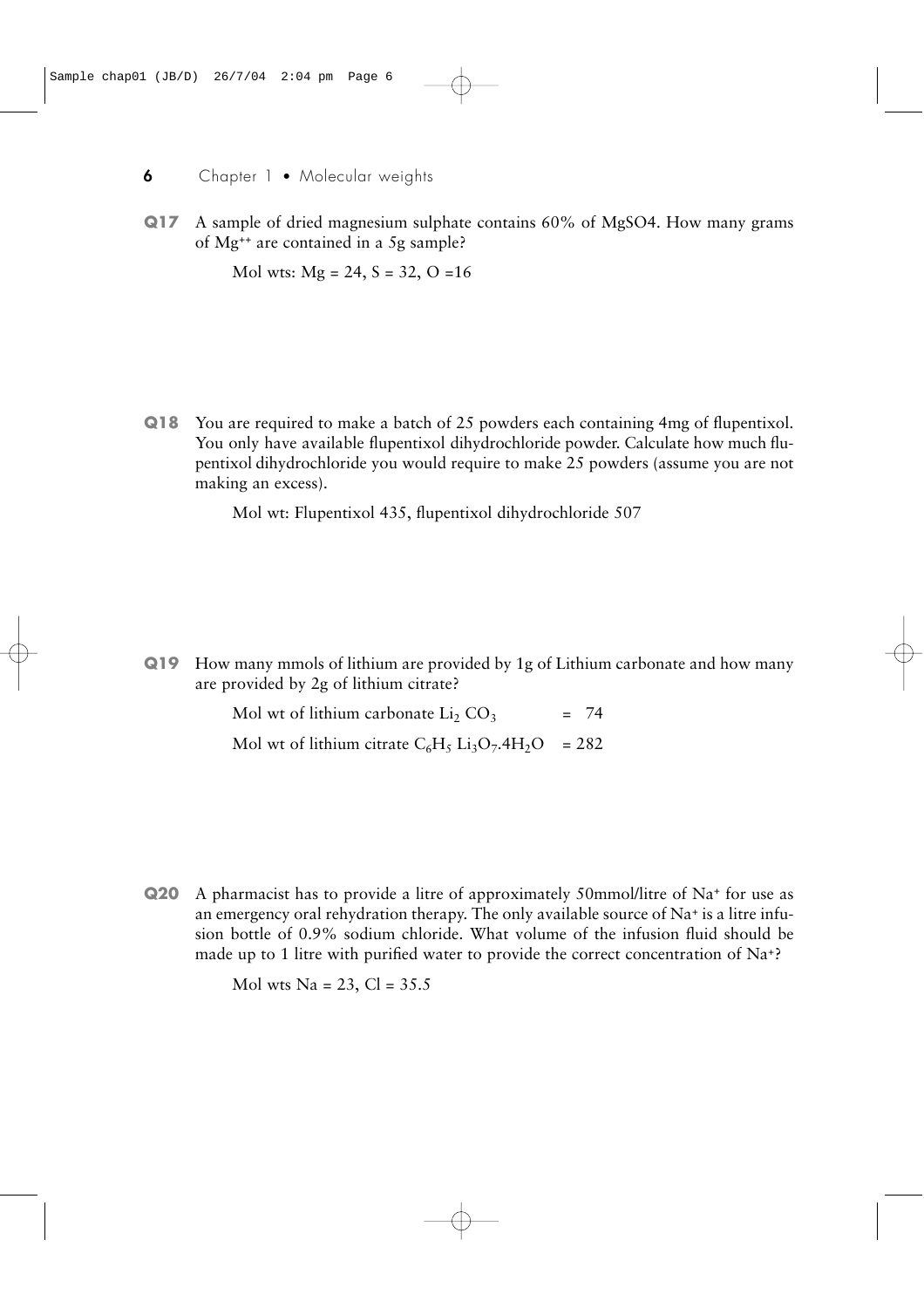**Q17** A sample of dried magnesium sulphate contains 60% of MgSO4. How many grams of $Mg^{++}$ are contained in a 5g sample?

Mol wts: Mg = 24, S = 32, O =16

**Q18** You are required to make a batch of 25 powders each containing 4mg of flupentixol. You only have available flupentixol dihydrochloride powder. Calculate how much flupentixol dihydrochloride you would require to make 25 powders (assume you are not making an excess).

Mol wt: Flupentixol 435, flupentixol dihydrochloride 507

**Q19** How many mmols of lithium are provided by 1g of Lithium carbonate and how many are provided by 2g of lithium citrate?

Mol wt of lithium carbonate $Li_2 CO_3$ = 74

Mol wt of lithium citrate $C_6H_5 Li_3O_7.4H_2O$ = 282

**Q20** A pharmacist has to provide a litre of approximately 50mmol/litre of $Na^+$ for use as an emergency oral rehydration therapy. The only available source of $Na^+$ is a litre infusion bottle of 0.9% sodium chloride. What volume of the infusion fluid should be made up to 1 litre with purified water to provide the correct concentration of $Na^+$?

Mol wts Na = 23, Cl = 35.5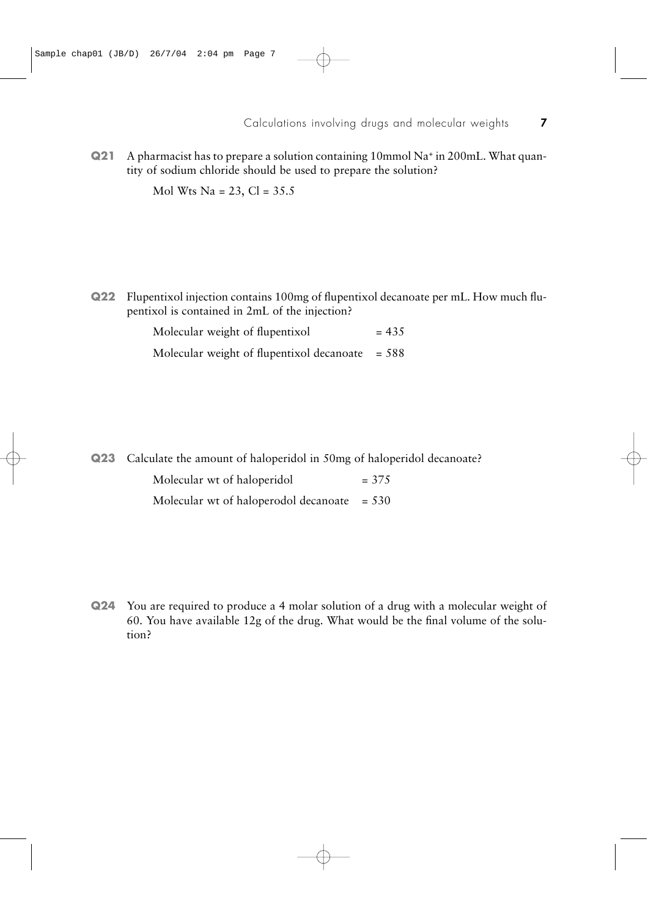**Q21** A pharmacist has to prepare a solution containing 10mmol $Na^+$ in 200mL. What quantity of sodium chloride should be used to prepare the solution?

Mol Wts Na = 23, Cl = 35.5

**Q22** Flupentixol injection contains 100mg of flupentixol decanoate per mL. How much flupentixol is contained in 2mL of the injection?

Molecular weight of flupentixol = 435

Molecular weight of flupentixol decanoate = 588

**Q23** Calculate the amount of haloperidol in 50mg of haloperidol decanoate?

Molecular wt of haloperidol = 375

Molecular wt of haloperodol decanoate = 530

**Q24** You are required to produce a 4 molar solution of a drug with a molecular weight of 60. You have available 12g of the drug. What would be the final volume of the solution?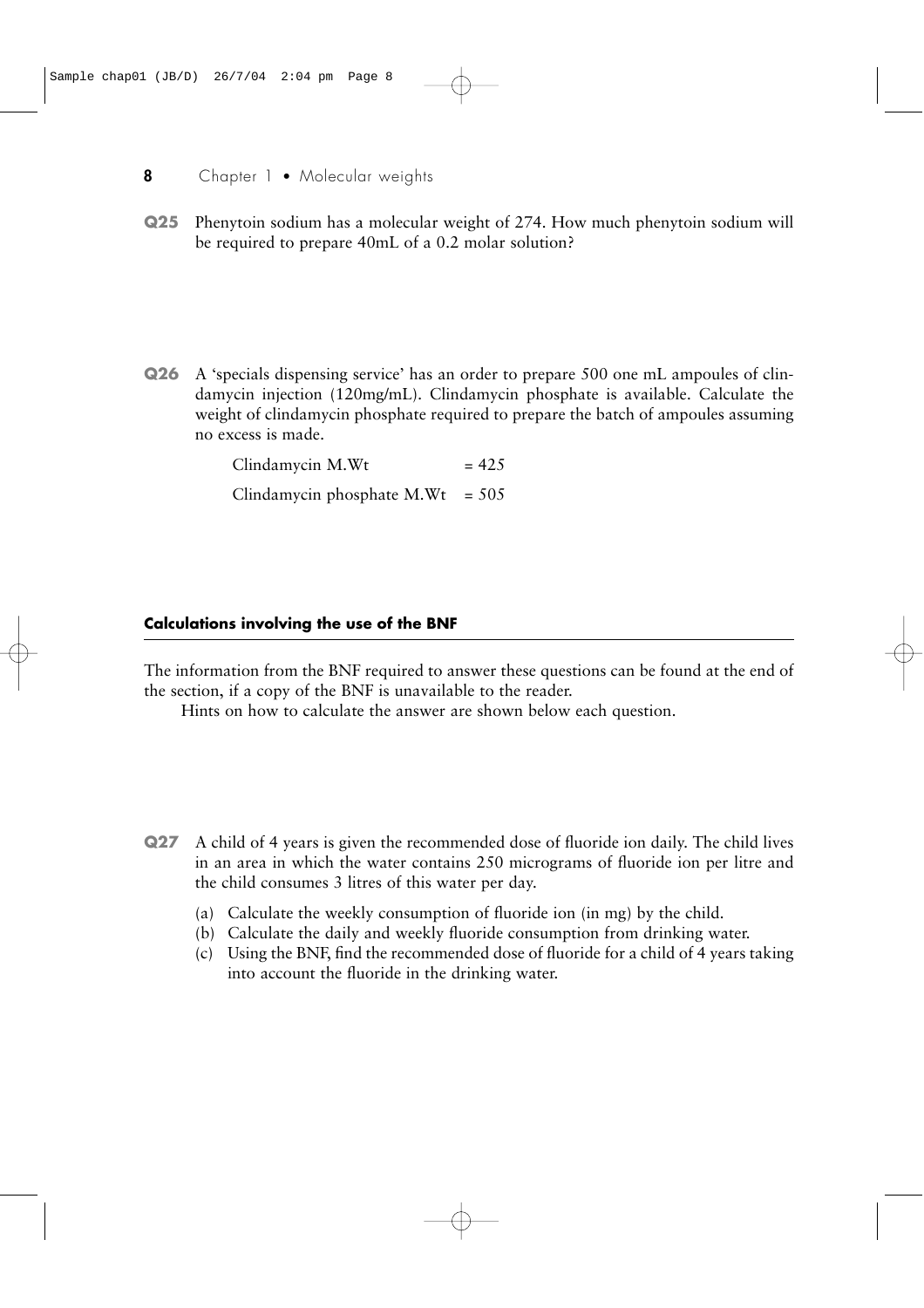**Q25** Phenytoin sodium has a molecular weight of 274. How much phenytoin sodium will be required to prepare 40mL of a 0.2 molar solution?

**Q26** A 'specials dispensing service' has an order to prepare 500 one mL ampoules of clindamycin injection (120mg/mL). Clindamycin phosphate is available. Calculate the weight of clindamycin phosphate required to prepare the batch of ampoules assuming no excess is made.

Clindamycin M.Wt = 425

Clindamycin phosphate M.Wt = 505

#### Calculations involving the use of the BNF

The information from the BNF required to answer these questions can be found at the end of the section, if a copy of the BNF is unavailable to the reader.

Hints on how to calculate the answer are shown below each question.

**Q27** A child of 4 years is given the recommended dose of fluoride ion daily. The child lives in an area in which the water contains 250 micrograms of fluoride ion per litre and the child consumes 3 litres of this water per day.

(a) Calculate the weekly consumption of fluoride ion (in mg) by the child.
(b) Calculate the daily and weekly fluoride consumption from drinking water.
(c) Using the BNF, find the recommended dose of fluoride for a child of 4 years taking into account the fluoride in the drinking water.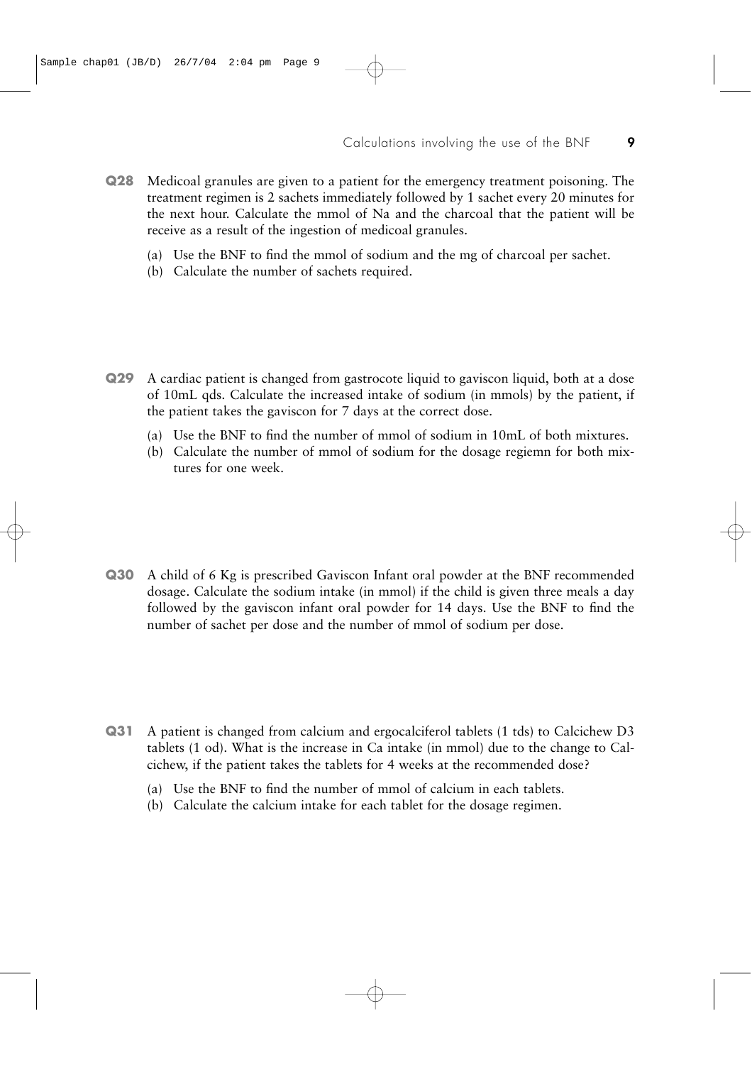**Q28** Medicoal granules are given to a patient for the emergency treatment poisoning. The treatment regimen is 2 sachets immediately followed by 1 sachet every 20 minutes for the next hour. Calculate the mmol of Na and the charcoal that the patient will be receive as a result of the ingestion of medicoal granules.

(a) Use the BNF to find the mmol of sodium and the mg of charcoal per sachet.
(b) Calculate the number of sachets required.

**Q29** A cardiac patient is changed from gastrocote liquid to gaviscon liquid, both at a dose of 10mL qds. Calculate the increased intake of sodium (in mmols) by the patient, if the patient takes the gaviscon for 7 days at the correct dose.

(a) Use the BNF to find the number of mmol of sodium in 10mL of both mixtures.
(b) Calculate the number of mmol of sodium for the dosage regiemn for both mixtures for one week.

**Q30** A child of 6 Kg is prescribed Gaviscon Infant oral powder at the BNF recommended dosage. Calculate the sodium intake (in mmol) if the child is given three meals a day followed by the gaviscon infant oral powder for 14 days. Use the BNF to find the number of sachet per dose and the number of mmol of sodium per dose.

**Q31** A patient is changed from calcium and ergocalciferol tablets (1 tds) to Calcichew D3 tablets (1 od). What is the increase in Ca intake (in mmol) due to the change to Calcichew, if the patient takes the tablets for 4 weeks at the recommended dose?

(a) Use the BNF to find the number of mmol of calcium in each tablets.
(b) Calculate the calcium intake for each tablet for the dosage regimen.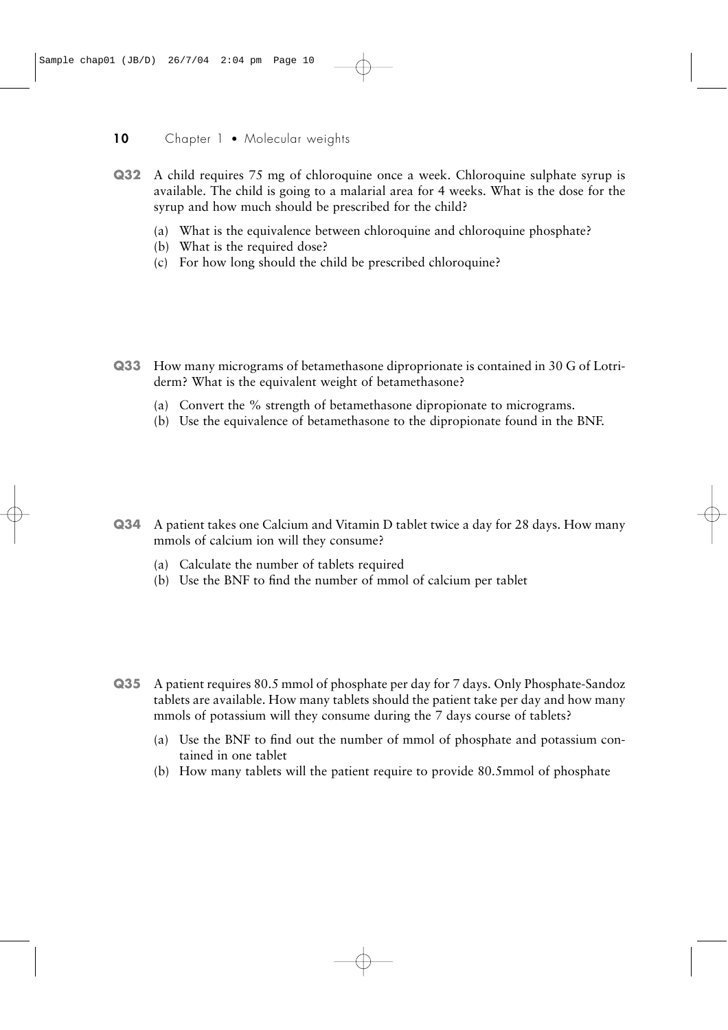**Q32** A child requires 75 mg of chloroquine once a week. Chloroquine sulphate syrup is available. The child is going to a malarial area for 4 weeks. What is the dose for the syrup and how much should be prescribed for the child?

(a) What is the equivalence between chloroquine and chloroquine phosphate?
(b) What is the required dose?
(c) For how long should the child be prescribed chloroquine?

**Q33** How many micrograms of betamethasone diproprionate is contained in 30 G of Lotriderm? What is the equivalent weight of betamethasone?

(a) Convert the % strength of betamethasone dipropionate to micrograms.
(b) Use the equivalence of betamethasone to the dipropionate found in the BNF.

**Q34** A patient takes one Calcium and Vitamin D tablet twice a day for 28 days. How many mmols of calcium ion will they consume?

(a) Calculate the number of tablets required
(b) Use the BNF to find the number of mmol of calcium per tablet

**Q35** A patient requires 80.5 mmol of phosphate per day for 7 days. Only Phosphate-Sandoz tablets are available. How many tablets should the patient take per day and how many mmols of potassium will they consume during the 7 days course of tablets?

(a) Use the BNF to find out the number of mmol of phosphate and potassium contained in one tablet
(b) How many tablets will the patient require to provide 80.5mmol of phosphate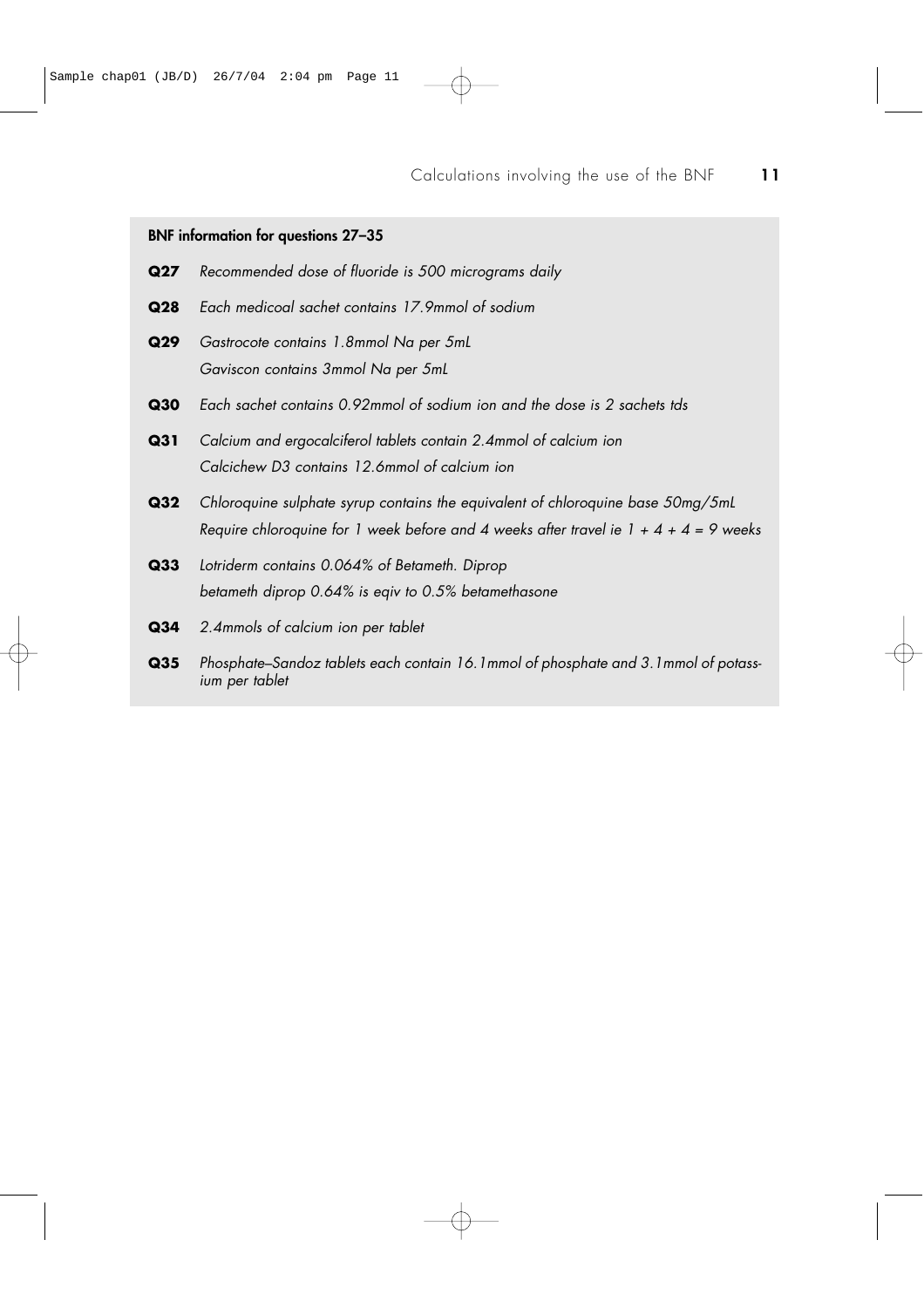**BNF information for questions 27–35**

**Q27** *Recommended dose of fluoride is 500 micrograms daily*

**Q28** *Each medicoal sachet contains 17.9mmol of sodium*

**Q29** *Gastrocote contains 1.8mmol Na per 5mL*
*Gaviscon contains 3mmol Na per 5mL*

**Q30** *Each sachet contains 0.92mmol of sodium ion and the dose is 2 sachets tds*

**Q31** *Calcium and ergocalciferol tablets contain 2.4mmol of calcium ion*
*Calcichew D3 contains 12.6mmol of calcium ion*

**Q32** *Chloroquine sulphate syrup contains the equivalent of chloroquine base 50mg/5mL*
*Require chloroquine for 1 week before and 4 weeks after travel ie 1 + 4 + 4 = 9 weeks*

**Q33** *Lotriderm contains 0.064% of Betameth. Diprop*
*betameth diprop 0.64% is eqiv to 0.5% betamethasone*

**Q34** *2.4mmols of calcium ion per tablet*

**Q35** *Phosphate–Sandoz tablets each contain 16.1mmol of phosphate and 3.1mmol of potassium per tablet*